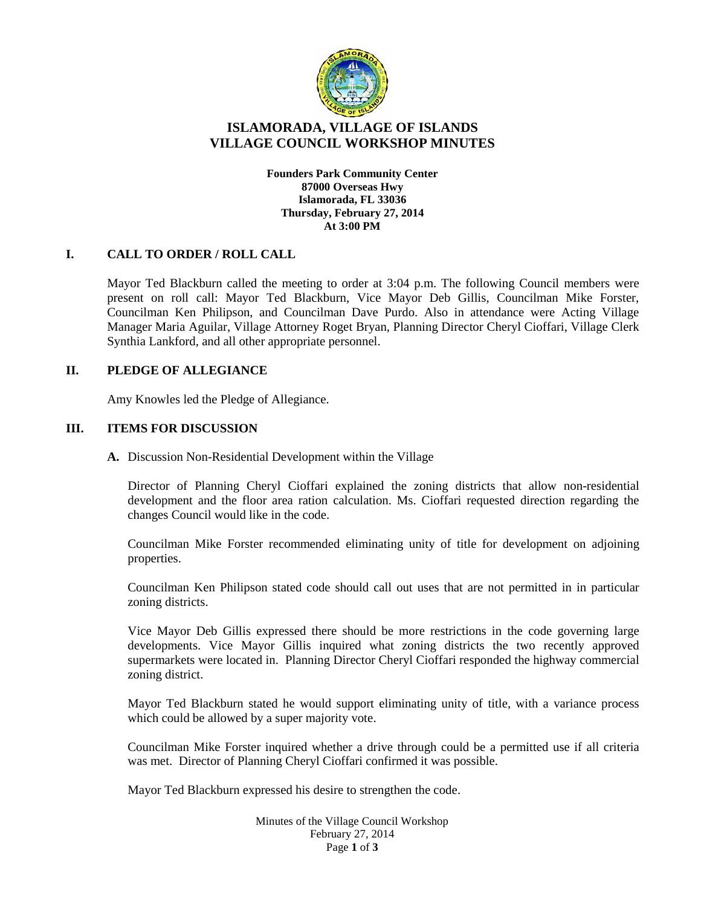# ISLAMORADA, VILLAGE OF ISLANDS
# VILLAGE COUNCIL WORKSHOP MINUTES

**Founders Park Community Center**
**87000 Overseas Hwy**
**Islamorada, FL 33036**
**Thursday, February 27, 2014**
**At 3:00 PM**

## I. CALL TO ORDER / ROLL CALL

Mayor Ted Blackburn called the meeting to order at 3:04 p.m. The following Council members were present on roll call: Mayor Ted Blackburn, Vice Mayor Deb Gillis, Councilman Mike Forster, Councilman Ken Philipson, and Councilman Dave Purdo. Also in attendance were Acting Village Manager Maria Aguilar, Village Attorney Roget Bryan, Planning Director Cheryl Cioffari, Village Clerk Synthia Lankford, and all other appropriate personnel.

## II. PLEDGE OF ALLEGIANCE

Amy Knowles led the Pledge of Allegiance.

## III. ITEMS FOR DISCUSSION

**A.** Discussion Non-Residential Development within the Village

Director of Planning Cheryl Cioffari explained the zoning districts that allow non-residential development and the floor area ration calculation. Ms. Cioffari requested direction regarding the changes Council would like in the code.

Councilman Mike Forster recommended eliminating unity of title for development on adjoining properties.

Councilman Ken Philipson stated code should call out uses that are not permitted in in particular zoning districts.

Vice Mayor Deb Gillis expressed there should be more restrictions in the code governing large developments. Vice Mayor Gillis inquired what zoning districts the two recently approved supermarkets were located in. Planning Director Cheryl Cioffari responded the highway commercial zoning district.

Mayor Ted Blackburn stated he would support eliminating unity of title, with a variance process which could be allowed by a super majority vote.

Councilman Mike Forster inquired whether a drive through could be a permitted use if all criteria was met. Director of Planning Cheryl Cioffari confirmed it was possible.

Mayor Ted Blackburn expressed his desire to strengthen the code.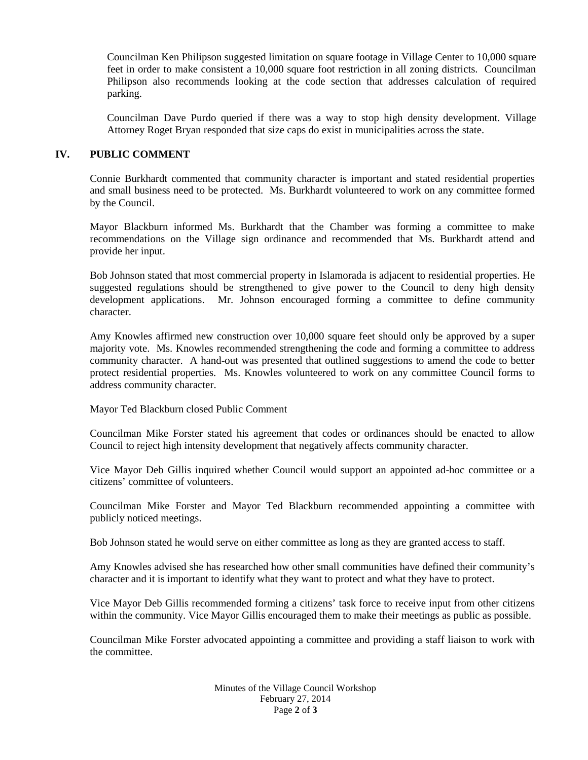Councilman Ken Philipson suggested limitation on square footage in Village Center to 10,000 square feet in order to make consistent a 10,000 square foot restriction in all zoning districts. Councilman Philipson also recommends looking at the code section that addresses calculation of required parking.

Councilman Dave Purdo queried if there was a way to stop high density development. Village Attorney Roget Bryan responded that size caps do exist in municipalities across the state.

## IV. PUBLIC COMMENT

Connie Burkhardt commented that community character is important and stated residential properties and small business need to be protected. Ms. Burkhardt volunteered to work on any committee formed by the Council.

Mayor Blackburn informed Ms. Burkhardt that the Chamber was forming a committee to make recommendations on the Village sign ordinance and recommended that Ms. Burkhardt attend and provide her input.

Bob Johnson stated that most commercial property in Islamorada is adjacent to residential properties. He suggested regulations should be strengthened to give power to the Council to deny high density development applications. Mr. Johnson encouraged forming a committee to define community character.

Amy Knowles affirmed new construction over 10,000 square feet should only be approved by a super majority vote. Ms. Knowles recommended strengthening the code and forming a committee to address community character. A hand-out was presented that outlined suggestions to amend the code to better protect residential properties. Ms. Knowles volunteered to work on any committee Council forms to address community character.

Mayor Ted Blackburn closed Public Comment

Councilman Mike Forster stated his agreement that codes or ordinances should be enacted to allow Council to reject high intensity development that negatively affects community character.

Vice Mayor Deb Gillis inquired whether Council would support an appointed ad-hoc committee or a citizens' committee of volunteers.

Councilman Mike Forster and Mayor Ted Blackburn recommended appointing a committee with publicly noticed meetings.

Bob Johnson stated he would serve on either committee as long as they are granted access to staff.

Amy Knowles advised she has researched how other small communities have defined their community's character and it is important to identify what they want to protect and what they have to protect.

Vice Mayor Deb Gillis recommended forming a citizens' task force to receive input from other citizens within the community. Vice Mayor Gillis encouraged them to make their meetings as public as possible.

Councilman Mike Forster advocated appointing a committee and providing a staff liaison to work with the committee.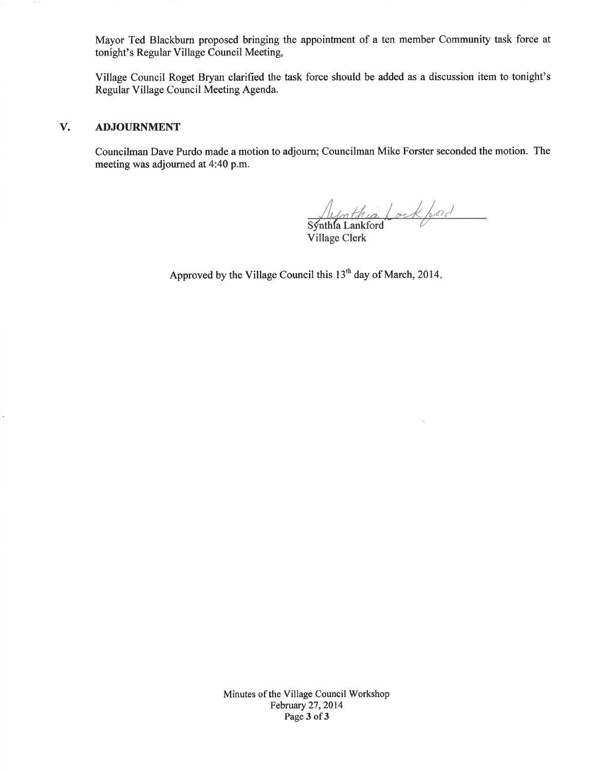Mayor Ted Blackburn proposed bringing the appointment of a ten member Community task force at tonight's Regular Village Council Meeting,

Village Council Roget Bryan clarified the task force should be added as a discussion item to tonight's Regular Village Council Meeting Agenda.

## V. ADJOURNMENT

Councilman Dave Purdo made a motion to adjourn; Councilman Mike Forster seconded the motion. The meeting was adjourned at 4:40 p.m.

Synthia Lankford
Village Clerk

Approved by the Village Council this 13th day of March, 2014.

Minutes of the Village Council Workshop
February 27, 2014